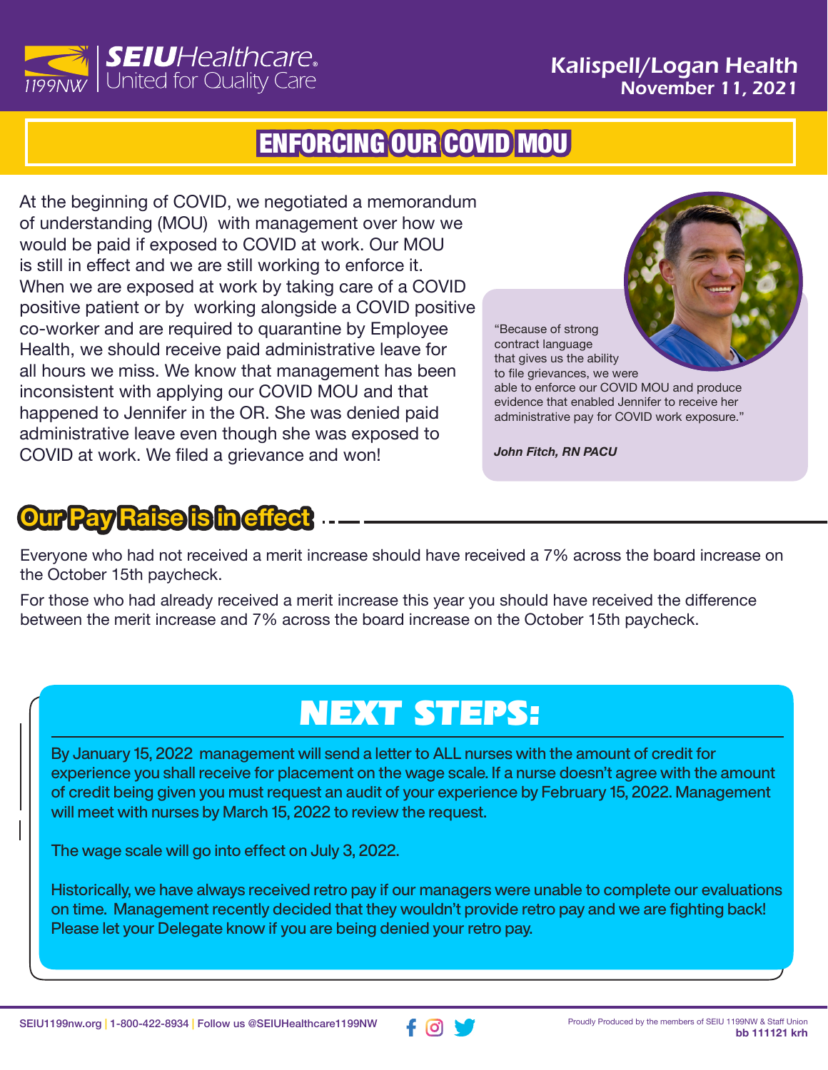SEIUHealthcare. United for Quality Care 1199NW

Kalispell/Logan Health
November 11, 2021

# ENFORCING OUR COVID MOU

At the beginning of COVID, we negotiated a memorandum of understanding (MOU) with management over how we would be paid if exposed to COVID at work. Our MOU is still in effect and we are still working to enforce it. When we are exposed at work by taking care of a COVID positive patient or by working alongside a COVID positive co-worker and are required to quarantine by Employee Health, we should receive paid administrative leave for all hours we miss. We know that management has been inconsistent with applying our COVID MOU and that happened to Jennifer in the OR. She was denied paid administrative leave even though she was exposed to COVID at work. We filed a grievance and won!

"Because of strong contract language that gives us the ability to file grievances, we were able to enforce our COVID MOU and produce evidence that enabled Jennifer to receive her administrative pay for COVID work exposure."

***John Fitch, RN PACU***

## Our Pay Raise is in effect

Everyone who had not received a merit increase should have received a 7% across the board increase on the October 15th paycheck.

For those who had already received a merit increase this year you should have received the difference between the merit increase and 7% across the board increase on the October 15th paycheck.

## NEXT STEPS:

By January 15, 2022 management will send a letter to ALL nurses with the amount of credit for experience you shall receive for placement on the wage scale. If a nurse doesn't agree with the amount of credit being given you must request an audit of your experience by February 15, 2022. Management will meet with nurses by March 15, 2022 to review the request.

The wage scale will go into effect on July 3, 2022.

Historically, we have always received retro pay if our managers were unable to complete our evaluations on time. Management recently decided that they wouldn't provide retro pay and we are fighting back! Please let your Delegate know if you are being denied your retro pay.

SEIU1199nw.org | 1-800-422-8934 | Follow us @SEIUHealthcare1199NW

Proudly Produced by the members of SEIU 1199NW & Staff Union
bb 111121 krh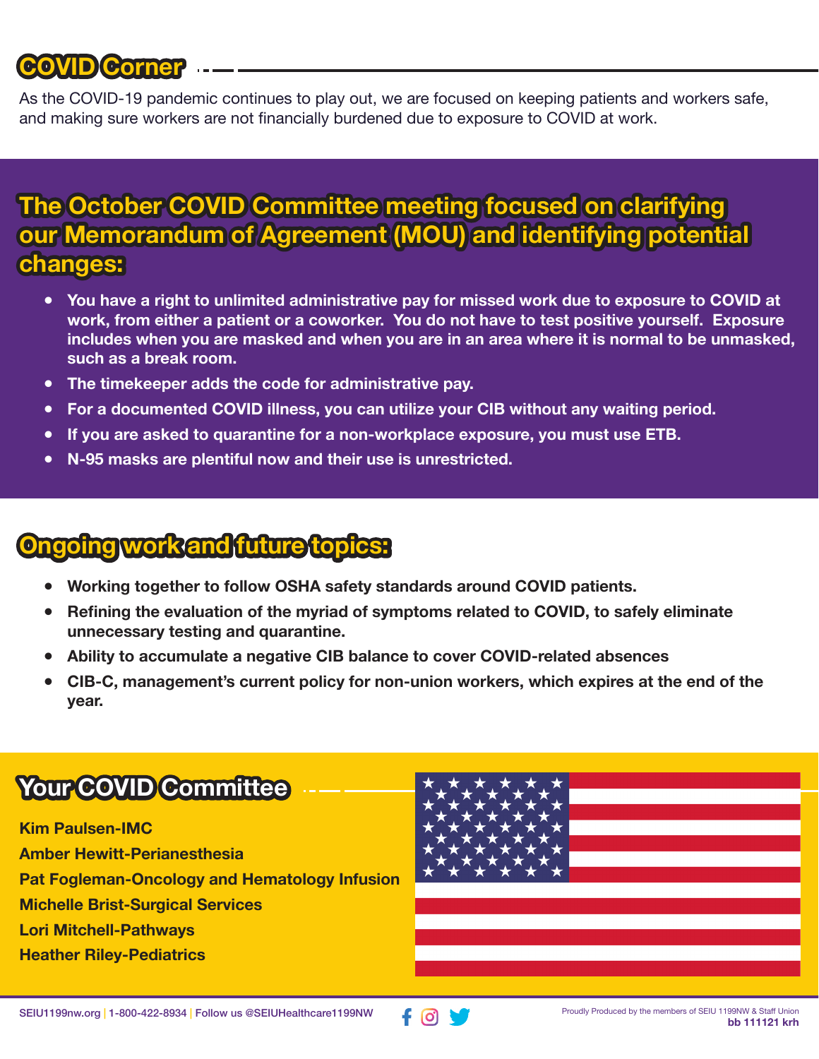## COVID Corner

As the COVID-19 pandemic continues to play out, we are focused on keeping patients and workers safe, and making sure workers are not financially burdened due to exposure to COVID at work.

## The October COVID Committee meeting focused on clarifying our Memorandum of Agreement (MOU) and identifying potential changes:

- **You have a right to unlimited administrative pay for missed work due to exposure to COVID at work, from either a patient or a coworker. You do not have to test positive yourself. Exposure includes when you are masked and when you are in an area where it is normal to be unmasked, such as a break room.**
- **The timekeeper adds the code for administrative pay.**
- **For a documented COVID illness, you can utilize your CIB without any waiting period.**
- **If you are asked to quarantine for a non-workplace exposure, you must use ETB.**
- **N-95 masks are plentiful now and their use is unrestricted.**

## Ongoing work and future topics:

- **Working together to follow OSHA safety standards around COVID patients.**
- **Refining the evaluation of the myriad of symptoms related to COVID, to safely eliminate unnecessary testing and quarantine.**
- **Ability to accumulate a negative CIB balance to cover COVID-related absences**
- **CIB-C, management's current policy for non-union workers, which expires at the end of the year.**

## Your COVID Committee

**Kim Paulsen-IMC**
**Amber Hewitt-Perianesthesia**
**Pat Fogleman-Oncology and Hematology Infusion**
**Michelle Brist-Surgical Services**
**Lori Mitchell-Pathways**
**Heather Riley-Pediatrics**

SEIU1199nw.org | 1-800-422-8934 | Follow us @SEIUHealthcare1199NW

Proudly Produced by the members of SEIU 1199NW & Staff Union
**bb 111121 krh**